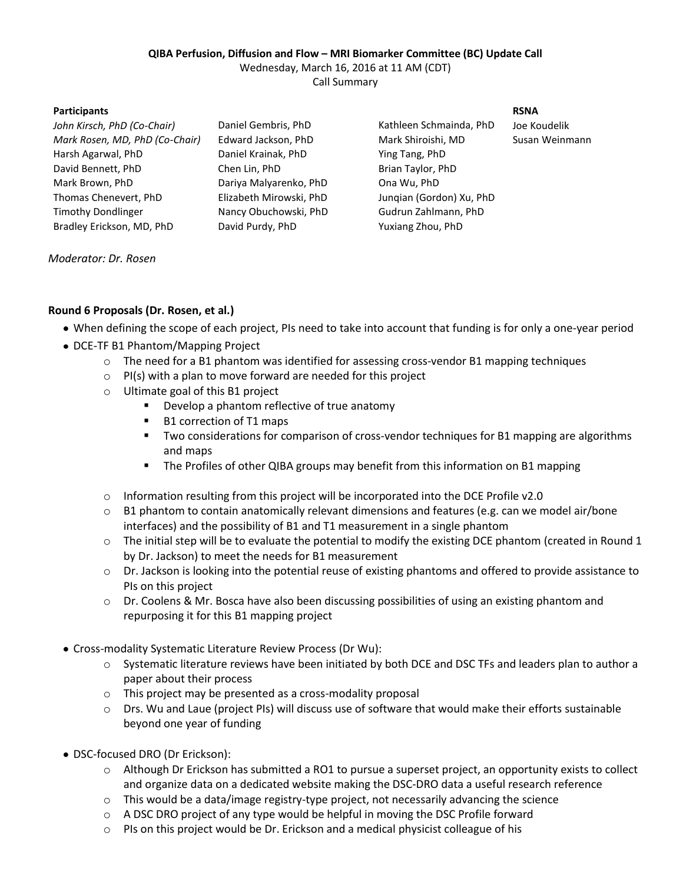**QIBA Perfusion, Diffusion and Flow – MRI Biomarker Committee (BC) Update Call**

Wednesday, March 16, 2016 at 11 AM (CDT)

Call Summary

| Participants | | | RSNA |
|---|---|---|---|
| *John Kirsch, PhD (Co-Chair)* | Daniel Gembris, PhD | Kathleen Schmainda, PhD | Joe Koudelik |
| *Mark Rosen, MD, PhD (Co-Chair)* | Edward Jackson, PhD | Mark Shiroishi, MD | Susan Weinmann |
| Harsh Agarwal, PhD | Daniel Krainak, PhD | Ying Tang, PhD | |
| David Bennett, PhD | Chen Lin, PhD | Brian Taylor, PhD | |
| Mark Brown, PhD | Dariya Malyarenko, PhD | Ona Wu, PhD | |
| Thomas Chenevert, PhD | Elizabeth Mirowski, PhD | Junqian (Gordon) Xu, PhD | |
| Timothy Dondlinger | Nancy Obuchowski, PhD | Gudrun Zahlmann, PhD | |
| Bradley Erickson, MD, PhD | David Purdy, PhD | Yuxiang Zhou, PhD | |

*Moderator: Dr. Rosen*

**Round 6 Proposals (Dr. Rosen, et al.)**

- When defining the scope of each project, PIs need to take into account that funding is for only a one-year period
- DCE-TF B1 Phantom/Mapping Project
  - The need for a B1 phantom was identified for assessing cross-vendor B1 mapping techniques
  - PI(s) with a plan to move forward are needed for this project
  - Ultimate goal of this B1 project
    - Develop a phantom reflective of true anatomy
    - B1 correction of T1 maps
    - Two considerations for comparison of cross-vendor techniques for B1 mapping are algorithms and maps
    - The Profiles of other QIBA groups may benefit from this information on B1 mapping
  - Information resulting from this project will be incorporated into the DCE Profile v2.0
  - B1 phantom to contain anatomically relevant dimensions and features (e.g. can we model air/bone interfaces) and the possibility of B1 and T1 measurement in a single phantom
  - The initial step will be to evaluate the potential to modify the existing DCE phantom (created in Round 1 by Dr. Jackson) to meet the needs for B1 measurement
  - Dr. Jackson is looking into the potential reuse of existing phantoms and offered to provide assistance to PIs on this project
  - Dr. Coolens & Mr. Bosca have also been discussing possibilities of using an existing phantom and repurposing it for this B1 mapping project

- Cross-modality Systematic Literature Review Process (Dr Wu):
  - Systematic literature reviews have been initiated by both DCE and DSC TFs and leaders plan to author a paper about their process
  - This project may be presented as a cross-modality proposal
  - Drs. Wu and Laue (project PIs) will discuss use of software that would make their efforts sustainable beyond one year of funding

- DSC-focused DRO (Dr Erickson):
  - Although Dr Erickson has submitted a RO1 to pursue a superset project, an opportunity exists to collect and organize data on a dedicated website making the DSC-DRO data a useful research reference
  - This would be a data/image registry-type project, not necessarily advancing the science
  - A DSC DRO project of any type would be helpful in moving the DSC Profile forward
  - PIs on this project would be Dr. Erickson and a medical physicist colleague of his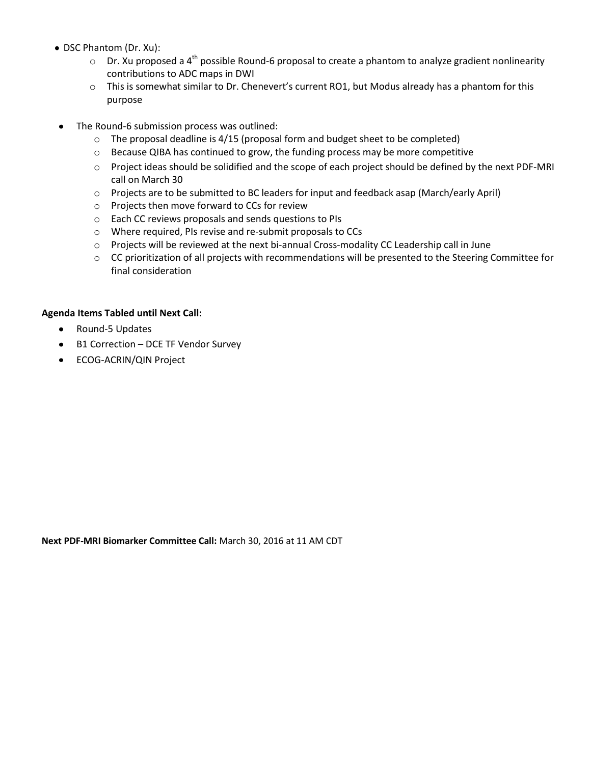- DSC Phantom (Dr. Xu):
  - Dr. Xu proposed a 4th possible Round-6 proposal to create a phantom to analyze gradient nonlinearity contributions to ADC maps in DWI
  - This is somewhat similar to Dr. Chenevert's current RO1, but Modus already has a phantom for this purpose

- The Round-6 submission process was outlined:
  - The proposal deadline is 4/15 (proposal form and budget sheet to be completed)
  - Because QIBA has continued to grow, the funding process may be more competitive
  - Project ideas should be solidified and the scope of each project should be defined by the next PDF-MRI call on March 30
  - Projects are to be submitted to BC leaders for input and feedback asap (March/early April)
  - Projects then move forward to CCs for review
  - Each CC reviews proposals and sends questions to PIs
  - Where required, PIs revise and re-submit proposals to CCs
  - Projects will be reviewed at the next bi-annual Cross-modality CC Leadership call in June
  - CC prioritization of all projects with recommendations will be presented to the Steering Committee for final consideration

**Agenda Items Tabled until Next Call:**

- Round-5 Updates
- B1 Correction – DCE TF Vendor Survey
- ECOG-ACRIN/QIN Project

**Next PDF-MRI Biomarker Committee Call:** March 30, 2016 at 11 AM CDT